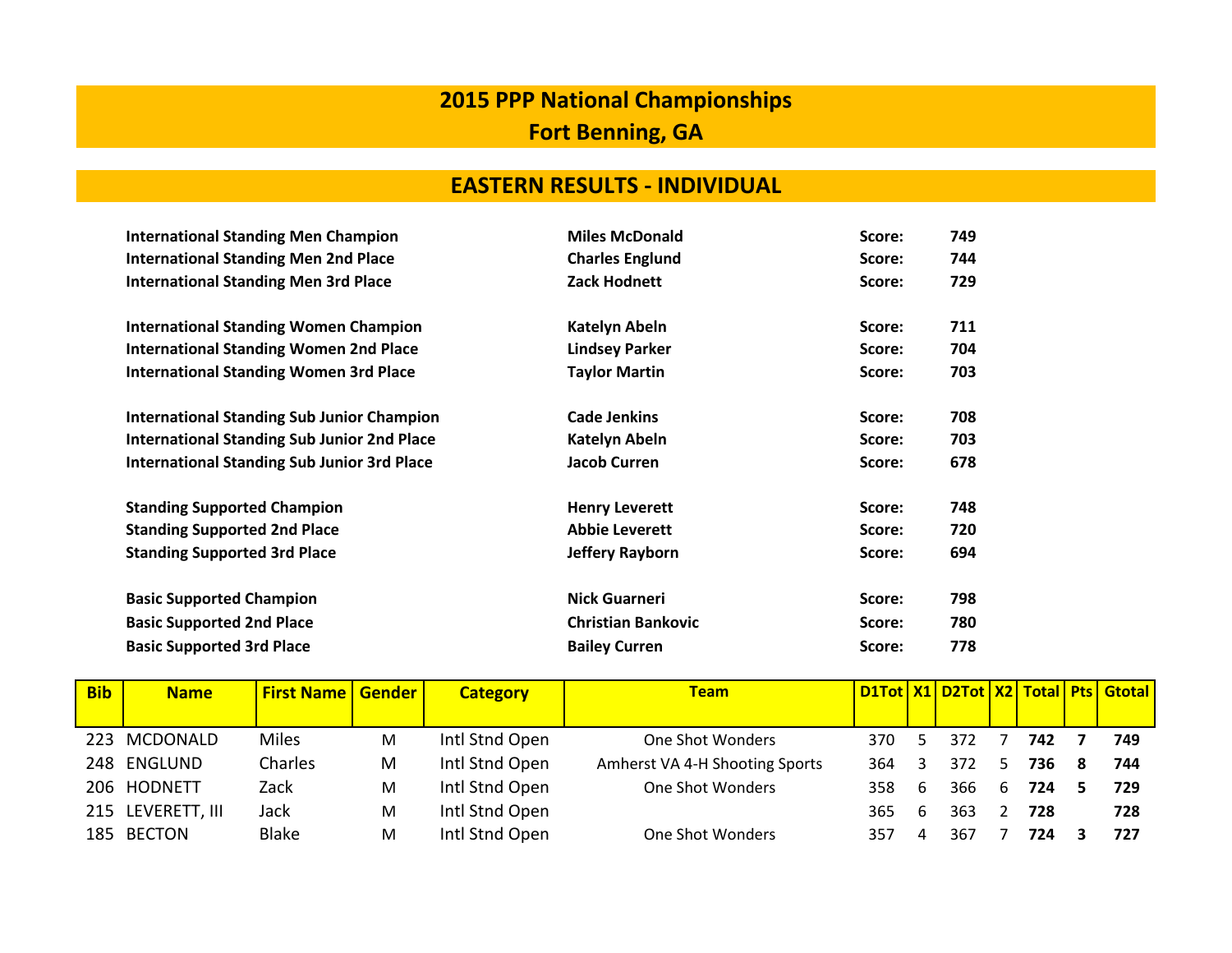# 2015 PPP National Championships
# Fort Benning, GA

## EASTERN RESULTS - INDIVIDUAL

| | | | |
|---|---|---|---|
| **International Standing Men Champion** | **Miles McDonald** | **Score:** | **749** |
| **International Standing Men 2nd Place** | **Charles Englund** | **Score:** | **744** |
| **International Standing Men 3rd Place** | **Zack Hodnett** | **Score:** | **729** |
| | | | |
| **International Standing Women Champion** | **Katelyn Abeln** | **Score:** | **711** |
| **International Standing Women 2nd Place** | **Lindsey Parker** | **Score:** | **704** |
| **International Standing Women 3rd Place** | **Taylor Martin** | **Score:** | **703** |
| | | | |
| **International Standing Sub Junior Champion** | **Cade Jenkins** | **Score:** | **708** |
| **International Standing Sub Junior 2nd Place** | **Katelyn Abeln** | **Score:** | **703** |
| **International Standing Sub Junior 3rd Place** | **Jacob Curren** | **Score:** | **678** |
| | | | |
| **Standing Supported Champion** | **Henry Leverett** | **Score:** | **748** |
| **Standing Supported 2nd Place** | **Abbie Leverett** | **Score:** | **720** |
| **Standing Supported 3rd Place** | **Jeffery Rayborn** | **Score:** | **694** |
| | | | |
| **Basic Supported Champion** | **Nick Guarneri** | **Score:** | **798** |
| **Basic Supported 2nd Place** | **Christian Bankovic** | **Score:** | **780** |
| **Basic Supported 3rd Place** | **Bailey Curren** | **Score:** | **778** |

| Bib | Name | First Name | Gender | Category | Team | D1Tot | X1 | D2Tot | X2 | Total | Pts | Gtotal |
|---|---|---|---|---|---|---|---|---|---|---|---|---|
| 223 | MCDONALD | Miles | M | Intl Stnd Open | One Shot Wonders | 370 | 5 | 372 | 7 | **742** | **7** | **749** |
| 248 | ENGLUND | Charles | M | Intl Stnd Open | Amherst VA 4-H Shooting Sports | 364 | 3 | 372 | 5 | **736** | **8** | **744** |
| 206 | HODNETT | Zack | M | Intl Stnd Open | One Shot Wonders | 358 | 6 | 366 | 6 | **724** | **5** | **729** |
| 215 | LEVERETT, III | Jack | M | Intl Stnd Open | | 365 | 6 | 363 | 2 | **728** | | **728** |
| 185 | BECTON | Blake | M | Intl Stnd Open | One Shot Wonders | 357 | 4 | 367 | 7 | **724** | **3** | **727** |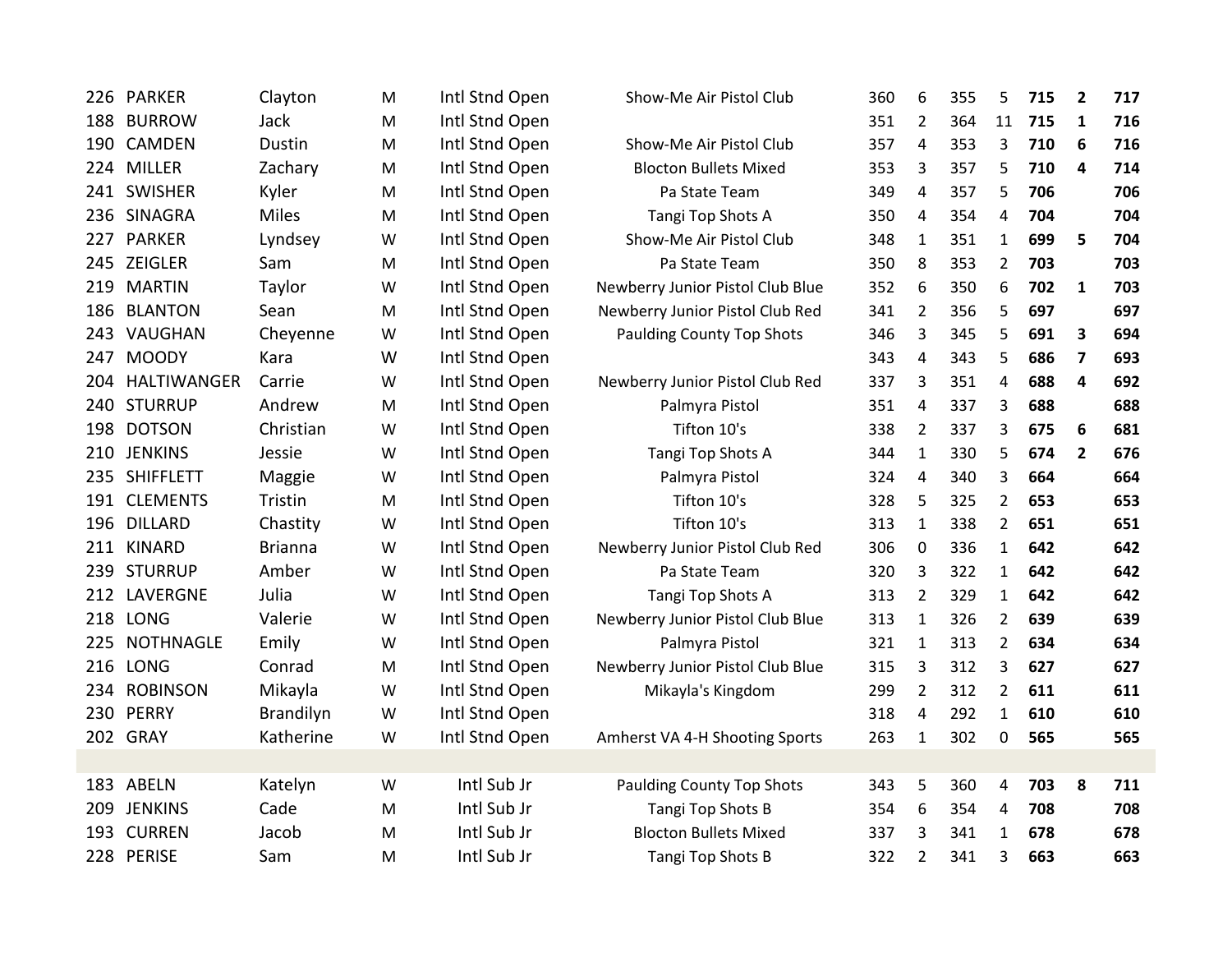| | | | | | | | | | | | | |
|---|---|---|---|---|---|---|---|---|---|---|---|---|
| 226 | PARKER | Clayton | M | Intl Stnd Open | Show-Me Air Pistol Club | 360 | 6 | 355 | 5 | **715** | **2** | **717** |
| 188 | BURROW | Jack | M | Intl Stnd Open | | 351 | 2 | 364 | 11 | **715** | **1** | **716** |
| 190 | CAMDEN | Dustin | M | Intl Stnd Open | Show-Me Air Pistol Club | 357 | 4 | 353 | 3 | **710** | **6** | **716** |
| 224 | MILLER | Zachary | M | Intl Stnd Open | Blocton Bullets Mixed | 353 | 3 | 357 | 5 | **710** | **4** | **714** |
| 241 | SWISHER | Kyler | M | Intl Stnd Open | Pa State Team | 349 | 4 | 357 | 5 | **706** | | **706** |
| 236 | SINAGRA | Miles | M | Intl Stnd Open | Tangi Top Shots A | 350 | 4 | 354 | 4 | **704** | | **704** |
| 227 | PARKER | Lyndsey | W | Intl Stnd Open | Show-Me Air Pistol Club | 348 | 1 | 351 | 1 | **699** | **5** | **704** |
| 245 | ZEIGLER | Sam | M | Intl Stnd Open | Pa State Team | 350 | 8 | 353 | 2 | **703** | | **703** |
| 219 | MARTIN | Taylor | W | Intl Stnd Open | Newberry Junior Pistol Club Blue | 352 | 6 | 350 | 6 | **702** | **1** | **703** |
| 186 | BLANTON | Sean | M | Intl Stnd Open | Newberry Junior Pistol Club Red | 341 | 2 | 356 | 5 | **697** | | **697** |
| 243 | VAUGHAN | Cheyenne | W | Intl Stnd Open | Paulding County Top Shots | 346 | 3 | 345 | 5 | **691** | **3** | **694** |
| 247 | MOODY | Kara | W | Intl Stnd Open | | 343 | 4 | 343 | 5 | **686** | **7** | **693** |
| 204 | HALTIWANGER | Carrie | W | Intl Stnd Open | Newberry Junior Pistol Club Red | 337 | 3 | 351 | 4 | **688** | **4** | **692** |
| 240 | STURRUP | Andrew | M | Intl Stnd Open | Palmyra Pistol | 351 | 4 | 337 | 3 | **688** | | **688** |
| 198 | DOTSON | Christian | W | Intl Stnd Open | Tifton 10's | 338 | 2 | 337 | 3 | **675** | **6** | **681** |
| 210 | JENKINS | Jessie | W | Intl Stnd Open | Tangi Top Shots A | 344 | 1 | 330 | 5 | **674** | **2** | **676** |
| 235 | SHIFFLETT | Maggie | W | Intl Stnd Open | Palmyra Pistol | 324 | 4 | 340 | 3 | **664** | | **664** |
| 191 | CLEMENTS | Tristin | M | Intl Stnd Open | Tifton 10's | 328 | 5 | 325 | 2 | **653** | | **653** |
| 196 | DILLARD | Chastity | W | Intl Stnd Open | Tifton 10's | 313 | 1 | 338 | 2 | **651** | | **651** |
| 211 | KINARD | Brianna | W | Intl Stnd Open | Newberry Junior Pistol Club Red | 306 | 0 | 336 | 1 | **642** | | **642** |
| 239 | STURRUP | Amber | W | Intl Stnd Open | Pa State Team | 320 | 3 | 322 | 1 | **642** | | **642** |
| 212 | LAVERGNE | Julia | W | Intl Stnd Open | Tangi Top Shots A | 313 | 2 | 329 | 1 | **642** | | **642** |
| 218 | LONG | Valerie | W | Intl Stnd Open | Newberry Junior Pistol Club Blue | 313 | 1 | 326 | 2 | **639** | | **639** |
| 225 | NOTHNAGLE | Emily | W | Intl Stnd Open | Palmyra Pistol | 321 | 1 | 313 | 2 | **634** | | **634** |
| 216 | LONG | Conrad | M | Intl Stnd Open | Newberry Junior Pistol Club Blue | 315 | 3 | 312 | 3 | **627** | | **627** |
| 234 | ROBINSON | Mikayla | W | Intl Stnd Open | Mikayla's Kingdom | 299 | 2 | 312 | 2 | **611** | | **611** |
| 230 | PERRY | Brandilyn | W | Intl Stnd Open | | 318 | 4 | 292 | 1 | **610** | | **610** |
| 202 | GRAY | Katherine | W | Intl Stnd Open | Amherst VA 4-H Shooting Sports | 263 | 1 | 302 | 0 | **565** | | **565** |
| | | | | | | | | | | | | |
| 183 | ABELN | Katelyn | W | Intl Sub Jr | Paulding County Top Shots | 343 | 5 | 360 | 4 | **703** | **8** | **711** |
| 209 | JENKINS | Cade | M | Intl Sub Jr | Tangi Top Shots B | 354 | 6 | 354 | 4 | **708** | | **708** |
| 193 | CURREN | Jacob | M | Intl Sub Jr | Blocton Bullets Mixed | 337 | 3 | 341 | 1 | **678** | | **678** |
| 228 | PERISE | Sam | M | Intl Sub Jr | Tangi Top Shots B | 322 | 2 | 341 | 3 | **663** | | **663** |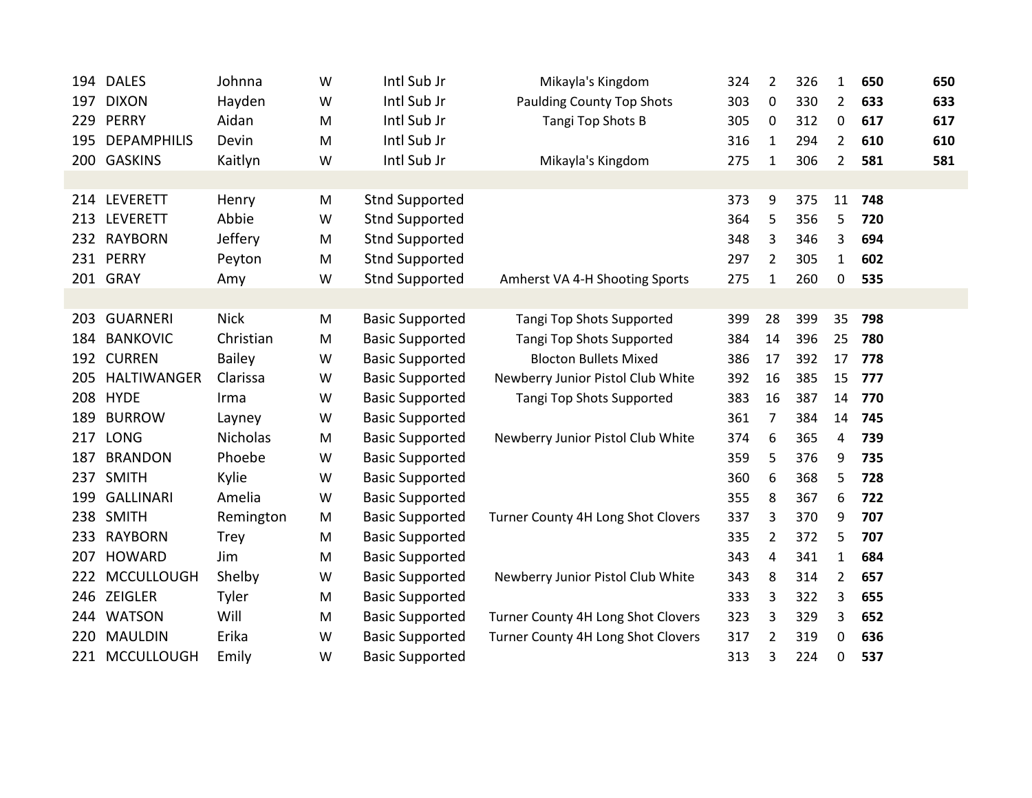| | | | | | | | | | | | |
|---|---|---|---|---|---|---|---|---|---|---|---|
| 194 | DALES | Johnna | W | Intl Sub Jr | Mikayla's Kingdom | 324 | 2 | 326 | 1 | **650** | **650** |
| 197 | DIXON | Hayden | W | Intl Sub Jr | Paulding County Top Shots | 303 | 0 | 330 | 2 | **633** | **633** |
| 229 | PERRY | Aidan | M | Intl Sub Jr | Tangi Top Shots B | 305 | 0 | 312 | 0 | **617** | **617** |
| 195 | DEPAMPHILIS | Devin | M | Intl Sub Jr | | 316 | 1 | 294 | 2 | **610** | **610** |
| 200 | GASKINS | Kaitlyn | W | Intl Sub Jr | Mikayla's Kingdom | 275 | 1 | 306 | 2 | **581** | **581** |
| | | | | | | | | | | | |
| 214 | LEVERETT | Henry | M | Stnd Supported | | 373 | 9 | 375 | 11 | **748** | |
| 213 | LEVERETT | Abbie | W | Stnd Supported | | 364 | 5 | 356 | 5 | **720** | |
| 232 | RAYBORN | Jeffery | M | Stnd Supported | | 348 | 3 | 346 | 3 | **694** | |
| 231 | PERRY | Peyton | M | Stnd Supported | | 297 | 2 | 305 | 1 | **602** | |
| 201 | GRAY | Amy | W | Stnd Supported | Amherst VA 4-H Shooting Sports | 275 | 1 | 260 | 0 | **535** | |
| | | | | | | | | | | | |
| 203 | GUARNERI | Nick | M | Basic Supported | Tangi Top Shots Supported | 399 | 28 | 399 | 35 | **798** | |
| 184 | BANKOVIC | Christian | M | Basic Supported | Tangi Top Shots Supported | 384 | 14 | 396 | 25 | **780** | |
| 192 | CURREN | Bailey | W | Basic Supported | Blocton Bullets Mixed | 386 | 17 | 392 | 17 | **778** | |
| 205 | HALTIWANGER | Clarissa | W | Basic Supported | Newberry Junior Pistol Club White | 392 | 16 | 385 | 15 | **777** | |
| 208 | HYDE | Irma | W | Basic Supported | Tangi Top Shots Supported | 383 | 16 | 387 | 14 | **770** | |
| 189 | BURROW | Layney | W | Basic Supported | | 361 | 7 | 384 | 14 | **745** | |
| 217 | LONG | Nicholas | M | Basic Supported | Newberry Junior Pistol Club White | 374 | 6 | 365 | 4 | **739** | |
| 187 | BRANDON | Phoebe | W | Basic Supported | | 359 | 5 | 376 | 9 | **735** | |
| 237 | SMITH | Kylie | W | Basic Supported | | 360 | 6 | 368 | 5 | **728** | |
| 199 | GALLINARI | Amelia | W | Basic Supported | | 355 | 8 | 367 | 6 | **722** | |
| 238 | SMITH | Remington | M | Basic Supported | Turner County 4H Long Shot Clovers | 337 | 3 | 370 | 9 | **707** | |
| 233 | RAYBORN | Trey | M | Basic Supported | | 335 | 2 | 372 | 5 | **707** | |
| 207 | HOWARD | Jim | M | Basic Supported | | 343 | 4 | 341 | 1 | **684** | |
| 222 | MCCULLOUGH | Shelby | W | Basic Supported | Newberry Junior Pistol Club White | 343 | 8 | 314 | 2 | **657** | |
| 246 | ZEIGLER | Tyler | M | Basic Supported | | 333 | 3 | 322 | 3 | **655** | |
| 244 | WATSON | Will | M | Basic Supported | Turner County 4H Long Shot Clovers | 323 | 3 | 329 | 3 | **652** | |
| 220 | MAULDIN | Erika | W | Basic Supported | Turner County 4H Long Shot Clovers | 317 | 2 | 319 | 0 | **636** | |
| 221 | MCCULLOUGH | Emily | W | Basic Supported | | 313 | 3 | 224 | 0 | **537** | |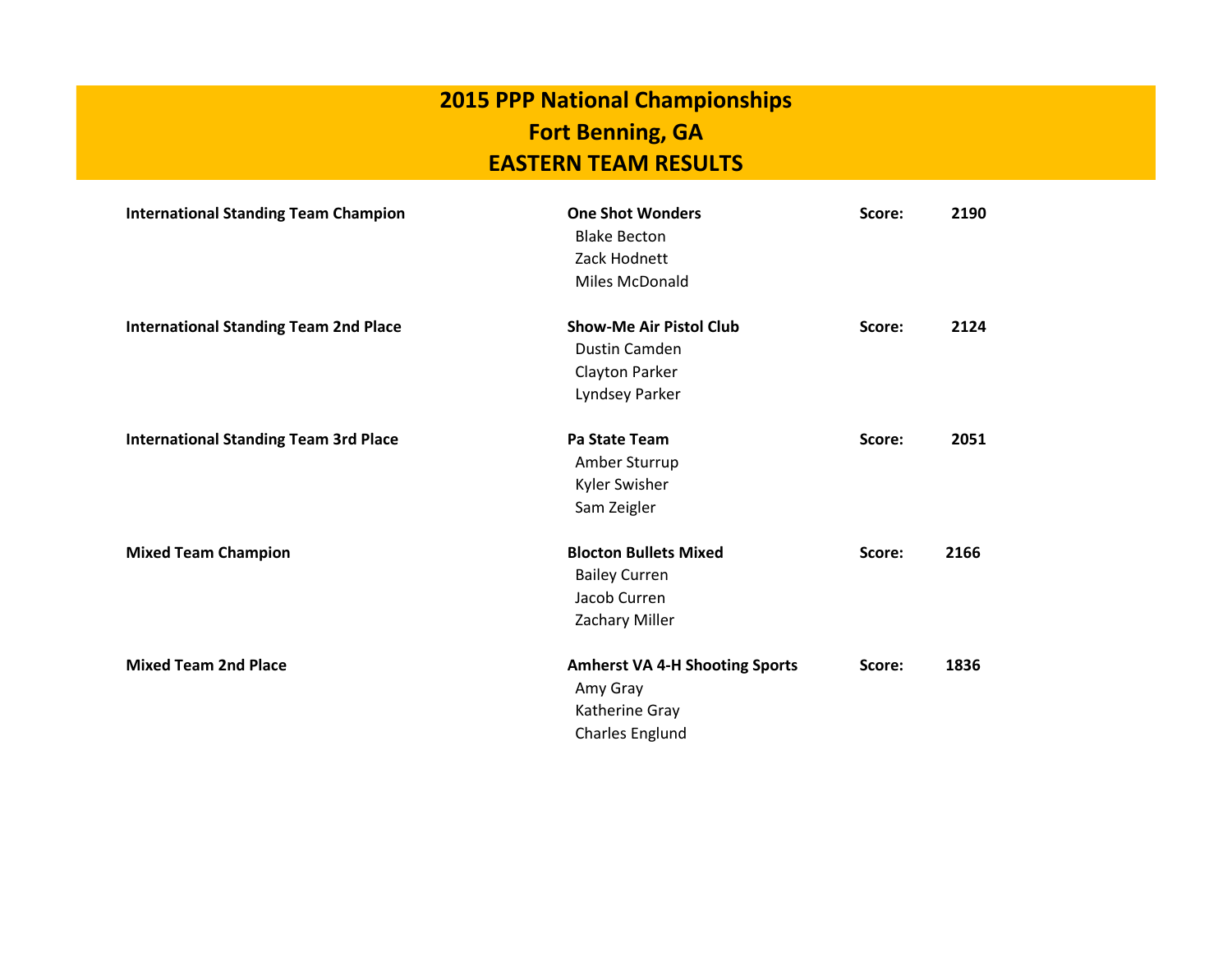# 2015 PPP National Championships
# Fort Benning, GA
# EASTERN TEAM RESULTS

**International Standing Team Champion** — **One Shot Wonders** — **Score: 2190**
- Blake Becton
- Zack Hodnett
- Miles McDonald

**International Standing Team 2nd Place** — **Show-Me Air Pistol Club** — **Score: 2124**
- Dustin Camden
- Clayton Parker
- Lyndsey Parker

**International Standing Team 3rd Place** — **Pa State Team** — **Score: 2051**
- Amber Sturrup
- Kyler Swisher
- Sam Zeigler

**Mixed Team Champion** — **Blocton Bullets Mixed** — **Score: 2166**
- Bailey Curren
- Jacob Curren
- Zachary Miller

**Mixed Team 2nd Place** — **Amherst VA 4-H Shooting Sports** — **Score: 1836**
- Amy Gray
- Katherine Gray
- Charles Englund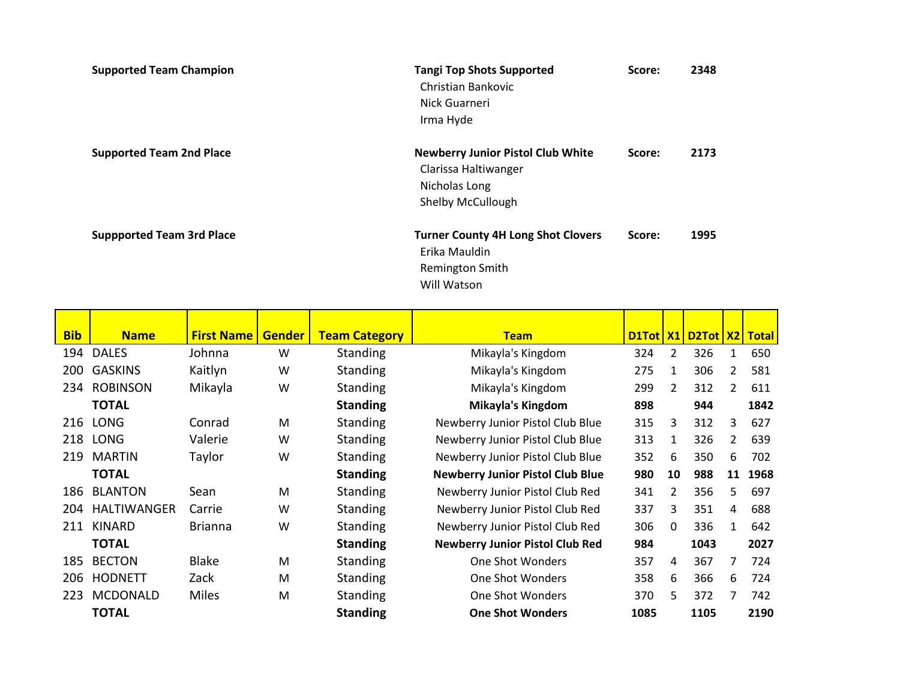**Supported Team Champion** — **Tangi Top Shots Supported** — **Score: 2348**

- Christian Bankovic
- Nick Guarneri
- Irma Hyde

**Supported Team 2nd Place** — **Newberry Junior Pistol Club White** — **Score: 2173**

- Clarissa Haltiwanger
- Nicholas Long
- Shelby McCullough

**Suppported Team 3rd Place** — **Turner County 4H Long Shot Clovers** — **Score: 1995**

- Erika Mauldin
- Remington Smith
- Will Watson

| Bib | Name | First Name | Gender | Team Category | Team | D1Tot | X1 | D2Tot | X2 | Total |
|---|---|---|---|---|---|---|---|---|---|---|
| 194 | DALES | Johnna | W | Standing | Mikayla's Kingdom | 324 | 2 | 326 | 1 | 650 |
| 200 | GASKINS | Kaitlyn | W | Standing | Mikayla's Kingdom | 275 | 1 | 306 | 2 | 581 |
| 234 | ROBINSON | Mikayla | W | Standing | Mikayla's Kingdom | 299 | 2 | 312 | 2 | 611 |
| | **TOTAL** | | | **Standing** | **Mikayla's Kingdom** | **898** | | **944** | | **1842** |
| 216 | LONG | Conrad | M | Standing | Newberry Junior Pistol Club Blue | 315 | 3 | 312 | 3 | 627 |
| 218 | LONG | Valerie | W | Standing | Newberry Junior Pistol Club Blue | 313 | 1 | 326 | 2 | 639 |
| 219 | MARTIN | Taylor | W | Standing | Newberry Junior Pistol Club Blue | 352 | 6 | 350 | 6 | 702 |
| | **TOTAL** | | | **Standing** | **Newberry Junior Pistol Club Blue** | **980** | **10** | **988** | **11** | **1968** |
| 186 | BLANTON | Sean | M | Standing | Newberry Junior Pistol Club Red | 341 | 2 | 356 | 5 | 697 |
| 204 | HALTIWANGER | Carrie | W | Standing | Newberry Junior Pistol Club Red | 337 | 3 | 351 | 4 | 688 |
| 211 | KINARD | Brianna | W | Standing | Newberry Junior Pistol Club Red | 306 | 0 | 336 | 1 | 642 |
| | **TOTAL** | | | **Standing** | **Newberry Junior Pistol Club Red** | **984** | | **1043** | | **2027** |
| 185 | BECTON | Blake | M | Standing | One Shot Wonders | 357 | 4 | 367 | 7 | 724 |
| 206 | HODNETT | Zack | M | Standing | One Shot Wonders | 358 | 6 | 366 | 6 | 724 |
| 223 | MCDONALD | Miles | M | Standing | One Shot Wonders | 370 | 5 | 372 | 7 | 742 |
| | **TOTAL** | | | **Standing** | **One Shot Wonders** | **1085** | | **1105** | | **2190** |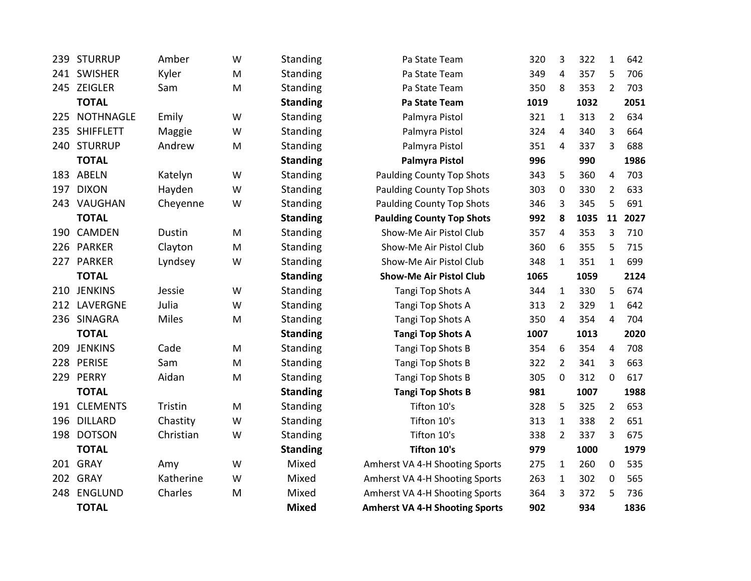| | | | | | | | | | |
|---|---|---|---|---|---|---|---|---|---|
| 239 | STURRUP | Amber | W | Standing | Pa State Team | 320 | 3 | 322 | 1 | 642 |
| 241 | SWISHER | Kyler | M | Standing | Pa State Team | 349 | 4 | 357 | 5 | 706 |
| 245 | ZEIGLER | Sam | M | Standing | Pa State Team | 350 | 8 | 353 | 2 | 703 |
| | **TOTAL** | | | **Standing** | **Pa State Team** | **1019** | | **1032** | | **2051** |
| 225 | NOTHNAGLE | Emily | W | Standing | Palmyra Pistol | 321 | 1 | 313 | 2 | 634 |
| 235 | SHIFFLETT | Maggie | W | Standing | Palmyra Pistol | 324 | 4 | 340 | 3 | 664 |
| 240 | STURRUP | Andrew | M | Standing | Palmyra Pistol | 351 | 4 | 337 | 3 | 688 |
| | **TOTAL** | | | **Standing** | **Palmyra Pistol** | **996** | | **990** | | **1986** |
| 183 | ABELN | Katelyn | W | Standing | Paulding County Top Shots | 343 | 5 | 360 | 4 | 703 |
| 197 | DIXON | Hayden | W | Standing | Paulding County Top Shots | 303 | 0 | 330 | 2 | 633 |
| 243 | VAUGHAN | Cheyenne | W | Standing | Paulding County Top Shots | 346 | 3 | 345 | 5 | 691 |
| | **TOTAL** | | | **Standing** | **Paulding County Top Shots** | **992** | **8** | **1035** | **11** | **2027** |
| 190 | CAMDEN | Dustin | M | Standing | Show-Me Air Pistol Club | 357 | 4 | 353 | 3 | 710 |
| 226 | PARKER | Clayton | M | Standing | Show-Me Air Pistol Club | 360 | 6 | 355 | 5 | 715 |
| 227 | PARKER | Lyndsey | W | Standing | Show-Me Air Pistol Club | 348 | 1 | 351 | 1 | 699 |
| | **TOTAL** | | | **Standing** | **Show-Me Air Pistol Club** | **1065** | | **1059** | | **2124** |
| 210 | JENKINS | Jessie | W | Standing | Tangi Top Shots A | 344 | 1 | 330 | 5 | 674 |
| 212 | LAVERGNE | Julia | W | Standing | Tangi Top Shots A | 313 | 2 | 329 | 1 | 642 |
| 236 | SINAGRA | Miles | M | Standing | Tangi Top Shots A | 350 | 4 | 354 | 4 | 704 |
| | **TOTAL** | | | **Standing** | **Tangi Top Shots A** | **1007** | | **1013** | | **2020** |
| 209 | JENKINS | Cade | M | Standing | Tangi Top Shots B | 354 | 6 | 354 | 4 | 708 |
| 228 | PERISE | Sam | M | Standing | Tangi Top Shots B | 322 | 2 | 341 | 3 | 663 |
| 229 | PERRY | Aidan | M | Standing | Tangi Top Shots B | 305 | 0 | 312 | 0 | 617 |
| | **TOTAL** | | | **Standing** | **Tangi Top Shots B** | **981** | | **1007** | | **1988** |
| 191 | CLEMENTS | Tristin | M | Standing | Tifton 10's | 328 | 5 | 325 | 2 | 653 |
| 196 | DILLARD | Chastity | W | Standing | Tifton 10's | 313 | 1 | 338 | 2 | 651 |
| 198 | DOTSON | Christian | W | Standing | Tifton 10's | 338 | 2 | 337 | 3 | 675 |
| | **TOTAL** | | | **Standing** | **Tifton 10's** | **979** | | **1000** | | **1979** |
| 201 | GRAY | Amy | W | Mixed | Amherst VA 4-H Shooting Sports | 275 | 1 | 260 | 0 | 535 |
| 202 | GRAY | Katherine | W | Mixed | Amherst VA 4-H Shooting Sports | 263 | 1 | 302 | 0 | 565 |
| 248 | ENGLUND | Charles | M | Mixed | Amherst VA 4-H Shooting Sports | 364 | 3 | 372 | 5 | 736 |
| | **TOTAL** | | | **Mixed** | **Amherst VA 4-H Shooting Sports** | **902** | | **934** | | **1836** |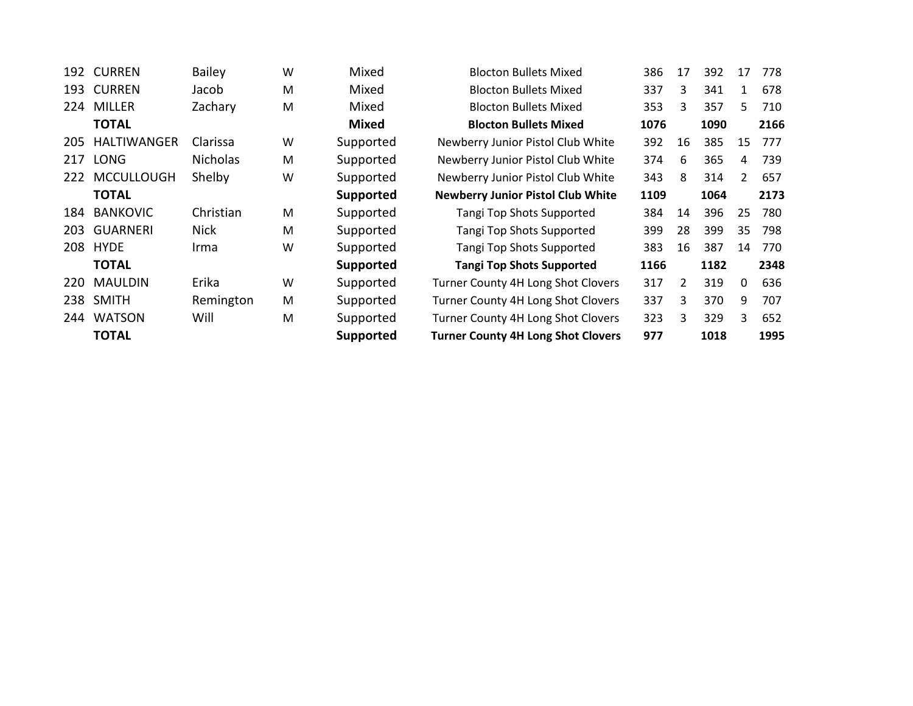| | | | | | | | | | | |
|---|---|---|---|---|---|---|---|---|---|---|
| 192 | CURREN | Bailey | W | Mixed | Blocton Bullets Mixed | 386 | 17 | 392 | 17 | 778 |
| 193 | CURREN | Jacob | M | Mixed | Blocton Bullets Mixed | 337 | 3 | 341 | 1 | 678 |
| 224 | MILLER | Zachary | M | Mixed | Blocton Bullets Mixed | 353 | 3 | 357 | 5 | 710 |
| | **TOTAL** | | | **Mixed** | **Blocton Bullets Mixed** | **1076** | | **1090** | | **2166** |
| 205 | HALTIWANGER | Clarissa | W | Supported | Newberry Junior Pistol Club White | 392 | 16 | 385 | 15 | 777 |
| 217 | LONG | Nicholas | M | Supported | Newberry Junior Pistol Club White | 374 | 6 | 365 | 4 | 739 |
| 222 | MCCULLOUGH | Shelby | W | Supported | Newberry Junior Pistol Club White | 343 | 8 | 314 | 2 | 657 |
| | **TOTAL** | | | **Supported** | **Newberry Junior Pistol Club White** | **1109** | | **1064** | | **2173** |
| 184 | BANKOVIC | Christian | M | Supported | Tangi Top Shots Supported | 384 | 14 | 396 | 25 | 780 |
| 203 | GUARNERI | Nick | M | Supported | Tangi Top Shots Supported | 399 | 28 | 399 | 35 | 798 |
| 208 | HYDE | Irma | W | Supported | Tangi Top Shots Supported | 383 | 16 | 387 | 14 | 770 |
| | **TOTAL** | | | **Supported** | **Tangi Top Shots Supported** | **1166** | | **1182** | | **2348** |
| 220 | MAULDIN | Erika | W | Supported | Turner County 4H Long Shot Clovers | 317 | 2 | 319 | 0 | 636 |
| 238 | SMITH | Remington | M | Supported | Turner County 4H Long Shot Clovers | 337 | 3 | 370 | 9 | 707 |
| 244 | WATSON | Will | M | Supported | Turner County 4H Long Shot Clovers | 323 | 3 | 329 | 3 | 652 |
| | **TOTAL** | | | **Supported** | **Turner County 4H Long Shot Clovers** | **977** | | **1018** | | **1995** |